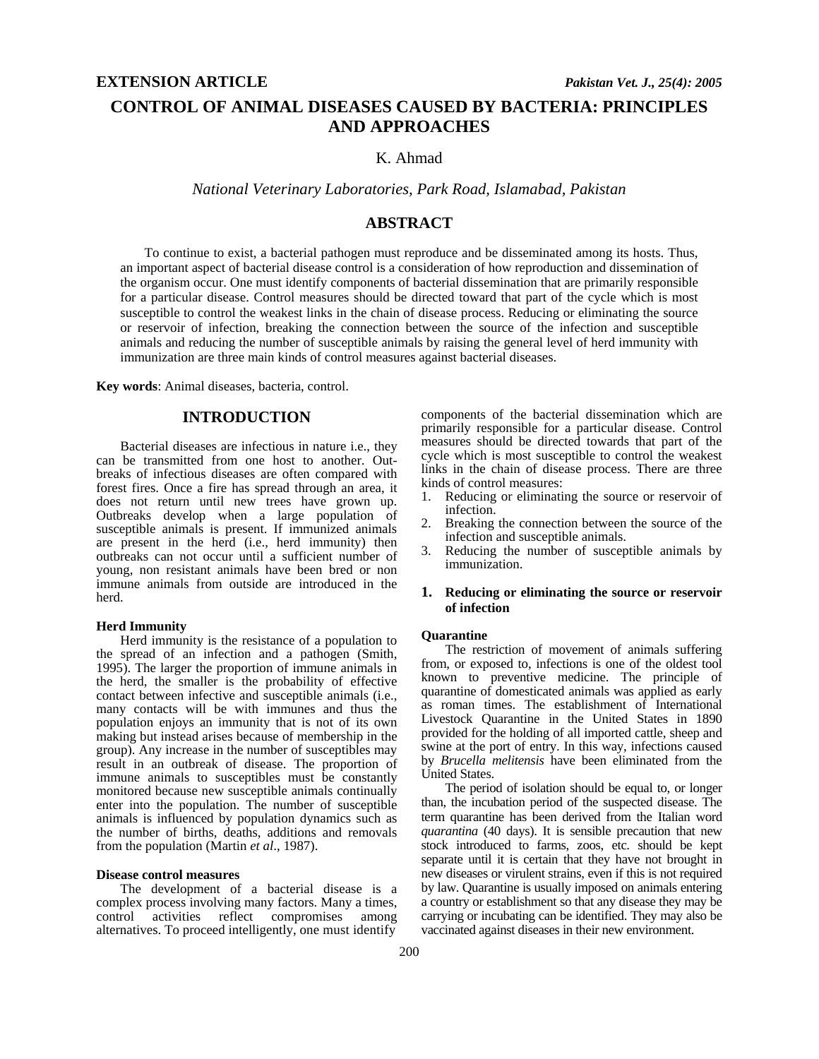**EXTENSION ARTICLE**

# CONTROL OF ANIMAL DISEASES CAUSED BY BACTERIA: PRINCIPLES AND APPROACHES

K. Ahmad

*National Veterinary Laboratories, Park Road, Islamabad, Pakistan*

## ABSTRACT

To continue to exist, a bacterial pathogen must reproduce and be disseminated among its hosts. Thus, an important aspect of bacterial disease control is a consideration of how reproduction and dissemination of the organism occur. One must identify components of bacterial dissemination that are primarily responsible for a particular disease. Control measures should be directed toward that part of the cycle which is most susceptible to control the weakest links in the chain of disease process. Reducing or eliminating the source or reservoir of infection, breaking the connection between the source of the infection and susceptible animals and reducing the number of susceptible animals by raising the general level of herd immunity with immunization are three main kinds of control measures against bacterial diseases.

**Key words**: Animal diseases, bacteria, control.

## INTRODUCTION

Bacterial diseases are infectious in nature i.e., they can be transmitted from one host to another. Outbreaks of infectious diseases are often compared with forest fires. Once a fire has spread through an area, it does not return until new trees have grown up. Outbreaks develop when a large population of susceptible animals is present. If immunized animals are present in the herd (i.e., herd immunity) then outbreaks can not occur until a sufficient number of young, non resistant animals have been bred or non immune animals from outside are introduced in the herd.

### Herd Immunity

Herd immunity is the resistance of a population to the spread of an infection and a pathogen (Smith, 1995). The larger the proportion of immune animals in the herd, the smaller is the probability of effective contact between infective and susceptible animals (i.e., many contacts will be with immunes and thus the population enjoys an immunity that is not of its own making but instead arises because of membership in the group). Any increase in the number of susceptibles may result in an outbreak of disease. The proportion of immune animals to susceptibles must be constantly monitored because new susceptible animals continually enter into the population. The number of susceptible animals is influenced by population dynamics such as the number of births, deaths, additions and removals from the population (Martin *et al*., 1987).

### Disease control measures

The development of a bacterial disease is a complex process involving many factors. Many a times, control activities reflect compromises among alternatives. To proceed intelligently, one must identify components of the bacterial dissemination which are primarily responsible for a particular disease. Control measures should be directed towards that part of the cycle which is most susceptible to control the weakest links in the chain of disease process. There are three kinds of control measures:

1. Reducing or eliminating the source or reservoir of infection.
2. Breaking the connection between the source of the infection and susceptible animals.
3. Reducing the number of susceptible animals by immunization.

### 1. Reducing or eliminating the source or reservoir of infection

#### Quarantine

The restriction of movement of animals suffering from, or exposed to, infections is one of the oldest tool known to preventive medicine. The principle of quarantine of domesticated animals was applied as early as roman times. The establishment of International Livestock Quarantine in the United States in 1890 provided for the holding of all imported cattle, sheep and swine at the port of entry. In this way, infections caused by *Brucella melitensis* have been eliminated from the United States.

The period of isolation should be equal to, or longer than, the incubation period of the suspected disease. The term quarantine has been derived from the Italian word *quarantina* (40 days). It is sensible precaution that new stock introduced to farms, zoos, etc. should be kept separate until it is certain that they have not brought in new diseases or virulent strains, even if this is not required by law. Quarantine is usually imposed on animals entering a country or establishment so that any disease they may be carrying or incubating can be identified. They may also be vaccinated against diseases in their new environment.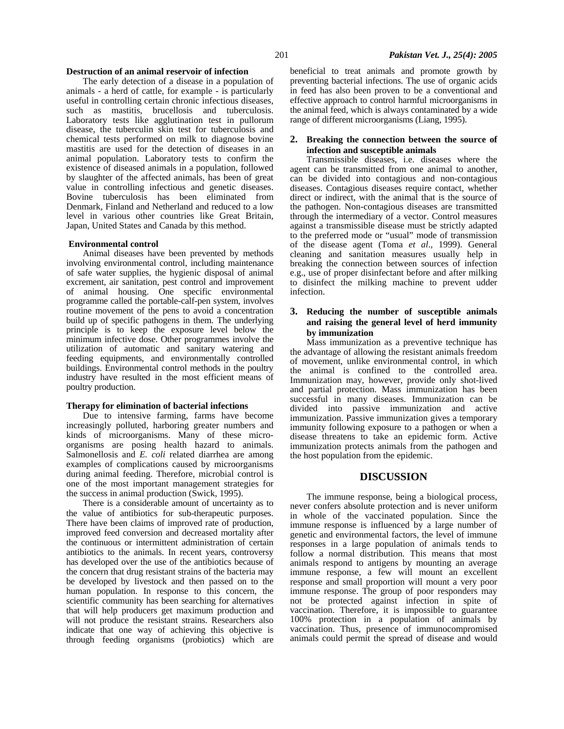### Destruction of an animal reservoir of infection

The early detection of a disease in a population of animals - a herd of cattle, for example - is particularly useful in controlling certain chronic infectious diseases, such as mastitis, brucellosis and tuberculosis. Laboratory tests like agglutination test in pullorum disease, the tuberculin skin test for tuberculosis and chemical tests performed on milk to diagnose bovine mastitis are used for the detection of diseases in an animal population. Laboratory tests to confirm the existence of diseased animals in a population, followed by slaughter of the affected animals, has been of great value in controlling infectious and genetic diseases. Bovine tuberculosis has been eliminated from Denmark, Finland and Netherland and reduced to a low level in various other countries like Great Britain, Japan, United States and Canada by this method.

### Environmental control

Animal diseases have been prevented by methods involving environmental control, including maintenance of safe water supplies, the hygienic disposal of animal excrement, air sanitation, pest control and improvement of animal housing. One specific environmental programme called the portable-calf-pen system, involves routine movement of the pens to avoid a concentration build up of specific pathogens in them. The underlying principle is to keep the exposure level below the minimum infective dose. Other programmes involve the utilization of automatic and sanitary watering and feeding equipments, and environmentally controlled buildings. Environmental control methods in the poultry industry have resulted in the most efficient means of poultry production.

### Therapy for elimination of bacterial infections

Due to intensive farming, farms have become increasingly polluted, harboring greater numbers and kinds of microorganisms. Many of these micro-organisms are posing health hazard to animals. Salmonellosis and *E. coli* related diarrhea are among examples of complications caused by microorganisms during animal feeding. Therefore, microbial control is one of the most important management strategies for the success in animal production (Swick, 1995).

There is a considerable amount of uncertainty as to the value of antibiotics for sub-therapeutic purposes. There have been claims of improved rate of production, improved feed conversion and decreased mortality after the continuous or intermittent administration of certain antibiotics to the animals. In recent years, controversy has developed over the use of the antibiotics because of the concern that drug resistant strains of the bacteria may be developed by livestock and then passed on to the human population. In response to this concern, the scientific community has been searching for alternatives that will help producers get maximum production and will not produce the resistant strains. Researchers also indicate that one way of achieving this objective is through feeding organisms (probiotics) which are beneficial to treat animals and promote growth by preventing bacterial infections. The use of organic acids in feed has also been proven to be a conventional and effective approach to control harmful microorganisms in the animal feed, which is always contaminated by a wide range of different microorganisms (Liang, 1995).

### 2. Breaking the connection between the source of infection and susceptible animals

Transmissible diseases, i.e. diseases where the agent can be transmitted from one animal to another, can be divided into contagious and non-contagious diseases. Contagious diseases require contact, whether direct or indirect, with the animal that is the source of the pathogen. Non-contagious diseases are transmitted through the intermediary of a vector. Control measures against a transmissible disease must be strictly adapted to the preferred mode or "usual" mode of transmission of the disease agent (Toma *et al*., 1999). General cleaning and sanitation measures usually help in breaking the connection between sources of infection e.g., use of proper disinfectant before and after milking to disinfect the milking machine to prevent udder infection.

### 3. Reducing the number of susceptible animals and raising the general level of herd immunity by immunization

Mass immunization as a preventive technique has the advantage of allowing the resistant animals freedom of movement, unlike environmental control, in which the animal is confined to the controlled area. Immunization may, however, provide only shot-lived and partial protection. Mass immunization has been successful in many diseases. Immunization can be divided into passive immunization and active immunization. Passive immunization gives a temporary immunity following exposure to a pathogen or when a disease threatens to take an epidemic form. Active immunization protects animals from the pathogen and the host population from the epidemic.

## DISCUSSION

The immune response, being a biological process, never confers absolute protection and is never uniform in whole of the vaccinated population. Since the immune response is influenced by a large number of genetic and environmental factors, the level of immune responses in a large population of animals tends to follow a normal distribution. This means that most animals respond to antigens by mounting an average immune response, a few will mount an excellent response and small proportion will mount a very poor immune response. The group of poor responders may not be protected against infection in spite of vaccination. Therefore, it is impossible to guarantee 100% protection in a population of animals by vaccination. Thus, presence of immunocompromised animals could permit the spread of disease and would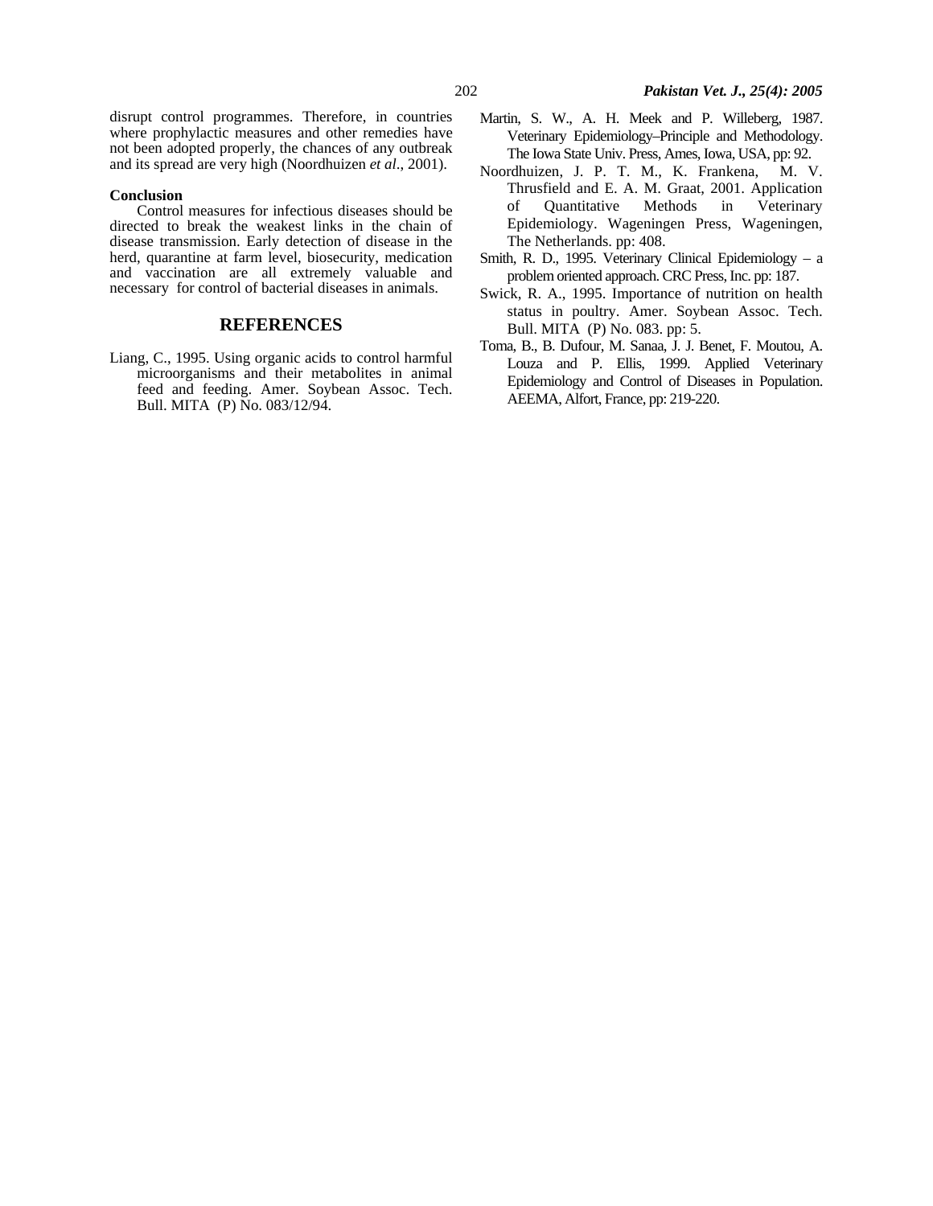disrupt control programmes. Therefore, in countries where prophylactic measures and other remedies have not been adopted properly, the chances of any outbreak and its spread are very high (Noordhuizen *et al.*, 2001).

**Conclusion**

Control measures for infectious diseases should be directed to break the weakest links in the chain of disease transmission. Early detection of disease in the herd, quarantine at farm level, biosecurity, medication and vaccination are all extremely valuable and necessary for control of bacterial diseases in animals.

## REFERENCES

Liang, C., 1995. Using organic acids to control harmful microorganisms and their metabolites in animal feed and feeding. Amer. Soybean Assoc. Tech. Bull. MITA (P) No. 083/12/94.

Martin, S. W., A. H. Meek and P. Willeberg, 1987. Veterinary Epidemiology–Principle and Methodology. The Iowa State Univ. Press, Ames, Iowa, USA, pp: 92.

Noordhuizen, J. P. T. M., K. Frankena, M. V. Thrusfield and E. A. M. Graat, 2001. Application of Quantitative Methods in Veterinary Epidemiology. Wageningen Press, Wageningen, The Netherlands. pp: 408.

Smith, R. D., 1995. Veterinary Clinical Epidemiology – a problem oriented approach. CRC Press, Inc. pp: 187.

Swick, R. A., 1995. Importance of nutrition on health status in poultry. Amer. Soybean Assoc. Tech. Bull. MITA (P) No. 083. pp: 5.

Toma, B., B. Dufour, M. Sanaa, J. J. Benet, F. Moutou, A. Louza and P. Ellis, 1999. Applied Veterinary Epidemiology and Control of Diseases in Population. AEEMA, Alfort, France, pp: 219-220.